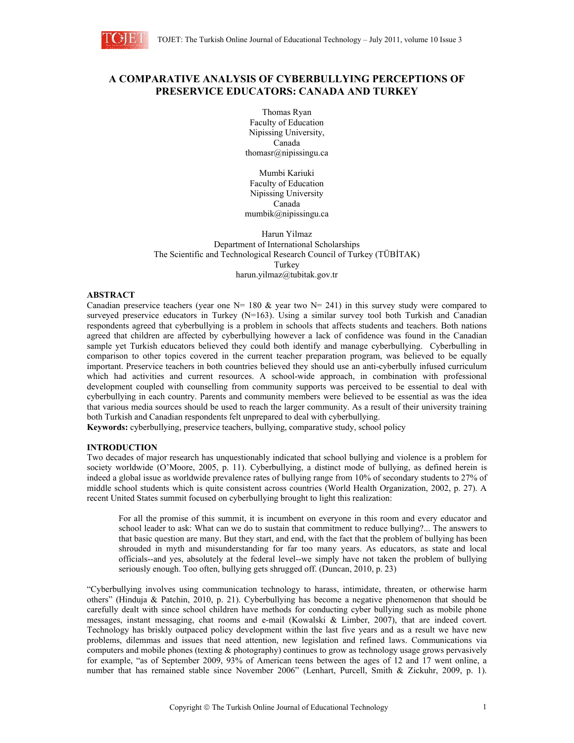# A COMPARATIVE ANALYSIS OF CYBERBULLYING PERCEPTIONS OF PRESERVICE EDUCATORS: CANADA AND TURKEY

Thomas Ryan
Faculty of Education
Nipissing University,
Canada
thomasr@nipissingu.ca

Mumbi Kariuki
Faculty of Education
Nipissing University
Canada
mumbik@nipissingu.ca

Harun Yilmaz
Department of International Scholarships
The Scientific and Technological Research Council of Turkey (TÜBİTAK)
Turkey
harun.yilmaz@tubitak.gov.tr

## ABSTRACT

Canadian preservice teachers (year one N= 180 & year two N= 241) in this survey study were compared to surveyed preservice educators in Turkey (N=163). Using a similar survey tool both Turkish and Canadian respondents agreed that cyberbullying is a problem in schools that affects students and teachers. Both nations agreed that children are affected by cyberbullying however a lack of confidence was found in the Canadian sample yet Turkish educators believed they could both identify and manage cyberbullying. Cyberbulling in comparison to other topics covered in the current teacher preparation program, was believed to be equally important. Preservice teachers in both countries believed they should use an anti-cyberbully infused curriculum which had activities and current resources. A school-wide approach, in combination with professional development coupled with counselling from community supports was perceived to be essential to deal with cyberbullying in each country. Parents and community members were believed to be essential as was the idea that various media sources should be used to reach the larger community. As a result of their university training both Turkish and Canadian respondents felt unprepared to deal with cyberbullying.

**Keywords:** cyberbullying, preservice teachers, bullying, comparative study, school policy

## INTRODUCTION

Two decades of major research has unquestionably indicated that school bullying and violence is a problem for society worldwide (O'Moore, 2005, p. 11). Cyberbullying, a distinct mode of bullying, as defined herein is indeed a global issue as worldwide prevalence rates of bullying range from 10% of secondary students to 27% of middle school students which is quite consistent across countries (World Health Organization, 2002, p. 27). A recent United States summit focused on cyberbullying brought to light this realization:

> For all the promise of this summit, it is incumbent on everyone in this room and every educator and school leader to ask: What can we do to sustain that commitment to reduce bullying?... The answers to that basic question are many. But they start, and end, with the fact that the problem of bullying has been shrouded in myth and misunderstanding for far too many years. As educators, as state and local officials--and yes, absolutely at the federal level--we simply have not taken the problem of bullying seriously enough. Too often, bullying gets shrugged off. (Duncan, 2010, p. 23)

"Cyberbullying involves using communication technology to harass, intimidate, threaten, or otherwise harm others" (Hinduja & Patchin, 2010, p. 21). Cyberbullying has become a negative phenomenon that should be carefully dealt with since school children have methods for conducting cyber bullying such as mobile phone messages, instant messaging, chat rooms and e-mail (Kowalski & Limber, 2007), that are indeed covert. Technology has briskly outpaced policy development within the last five years and as a result we have new problems, dilemmas and issues that need attention, new legislation and refined laws. Communications via computers and mobile phones (texting & photography) continues to grow as technology usage grows pervasively for example, "as of September 2009, 93% of American teens between the ages of 12 and 17 went online, a number that has remained stable since November 2006" (Lenhart, Purcell, Smith & Zickuhr, 2009, p. 1).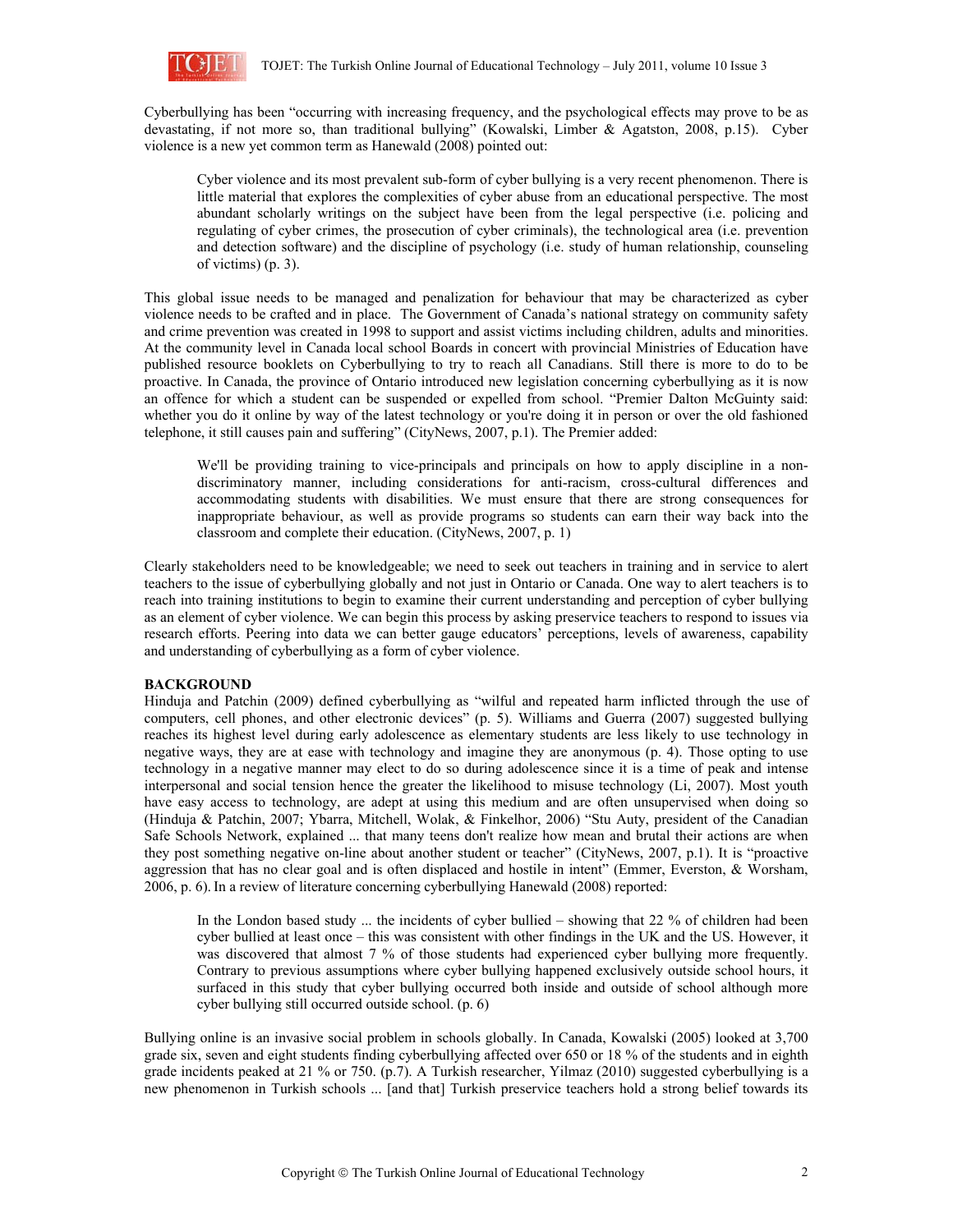Cyberbullying has been "occurring with increasing frequency, and the psychological effects may prove to be as devastating, if not more so, than traditional bullying" (Kowalski, Limber & Agatston, 2008, p.15). Cyber violence is a new yet common term as Hanewald (2008) pointed out:

> Cyber violence and its most prevalent sub-form of cyber bullying is a very recent phenomenon. There is little material that explores the complexities of cyber abuse from an educational perspective. The most abundant scholarly writings on the subject have been from the legal perspective (i.e. policing and regulating of cyber crimes, the prosecution of cyber criminals), the technological area (i.e. prevention and detection software) and the discipline of psychology (i.e. study of human relationship, counseling of victims) (p. 3).

This global issue needs to be managed and penalization for behaviour that may be characterized as cyber violence needs to be crafted and in place. The Government of Canada's national strategy on community safety and crime prevention was created in 1998 to support and assist victims including children, adults and minorities. At the community level in Canada local school Boards in concert with provincial Ministries of Education have published resource booklets on Cyberbullying to try to reach all Canadians. Still there is more to do to be proactive. In Canada, the province of Ontario introduced new legislation concerning cyberbullying as it is now an offence for which a student can be suspended or expelled from school. "Premier Dalton McGuinty said: whether you do it online by way of the latest technology or you're doing it in person or over the old fashioned telephone, it still causes pain and suffering" (CityNews, 2007, p.1). The Premier added:

> We'll be providing training to vice-principals and principals on how to apply discipline in a non-discriminatory manner, including considerations for anti-racism, cross-cultural differences and accommodating students with disabilities. We must ensure that there are strong consequences for inappropriate behaviour, as well as provide programs so students can earn their way back into the classroom and complete their education. (CityNews, 2007, p. 1)

Clearly stakeholders need to be knowledgeable; we need to seek out teachers in training and in service to alert teachers to the issue of cyberbullying globally and not just in Ontario or Canada. One way to alert teachers is to reach into training institutions to begin to examine their current understanding and perception of cyber bullying as an element of cyber violence. We can begin this process by asking preservice teachers to respond to issues via research efforts. Peering into data we can better gauge educators' perceptions, levels of awareness, capability and understanding of cyberbullying as a form of cyber violence.

## BACKGROUND

Hinduja and Patchin (2009) defined cyberbullying as "wilful and repeated harm inflicted through the use of computers, cell phones, and other electronic devices" (p. 5). Williams and Guerra (2007) suggested bullying reaches its highest level during early adolescence as elementary students are less likely to use technology in negative ways, they are at ease with technology and imagine they are anonymous (p. 4). Those opting to use technology in a negative manner may elect to do so during adolescence since it is a time of peak and intense interpersonal and social tension hence the greater the likelihood to misuse technology (Li, 2007). Most youth have easy access to technology, are adept at using this medium and are often unsupervised when doing so (Hinduja & Patchin, 2007; Ybarra, Mitchell, Wolak, & Finkelhor, 2006) "Stu Auty, president of the Canadian Safe Schools Network, explained ... that many teens don't realize how mean and brutal their actions are when they post something negative on-line about another student or teacher" (CityNews, 2007, p.1). It is "proactive aggression that has no clear goal and is often displaced and hostile in intent" (Emmer, Everston, & Worsham, 2006, p. 6). In a review of literature concerning cyberbullying Hanewald (2008) reported:

> In the London based study ... the incidents of cyber bullied – showing that 22 % of children had been cyber bullied at least once – this was consistent with other findings in the UK and the US. However, it was discovered that almost 7 % of those students had experienced cyber bullying more frequently. Contrary to previous assumptions where cyber bullying happened exclusively outside school hours, it surfaced in this study that cyber bullying occurred both inside and outside of school although more cyber bullying still occurred outside school. (p. 6)

Bullying online is an invasive social problem in schools globally. In Canada, Kowalski (2005) looked at 3,700 grade six, seven and eight students finding cyberbullying affected over 650 or 18 % of the students and in eighth grade incidents peaked at 21 % or 750. (p.7). A Turkish researcher, Yilmaz (2010) suggested cyberbullying is a new phenomenon in Turkish schools ... [and that] Turkish preservice teachers hold a strong belief towards its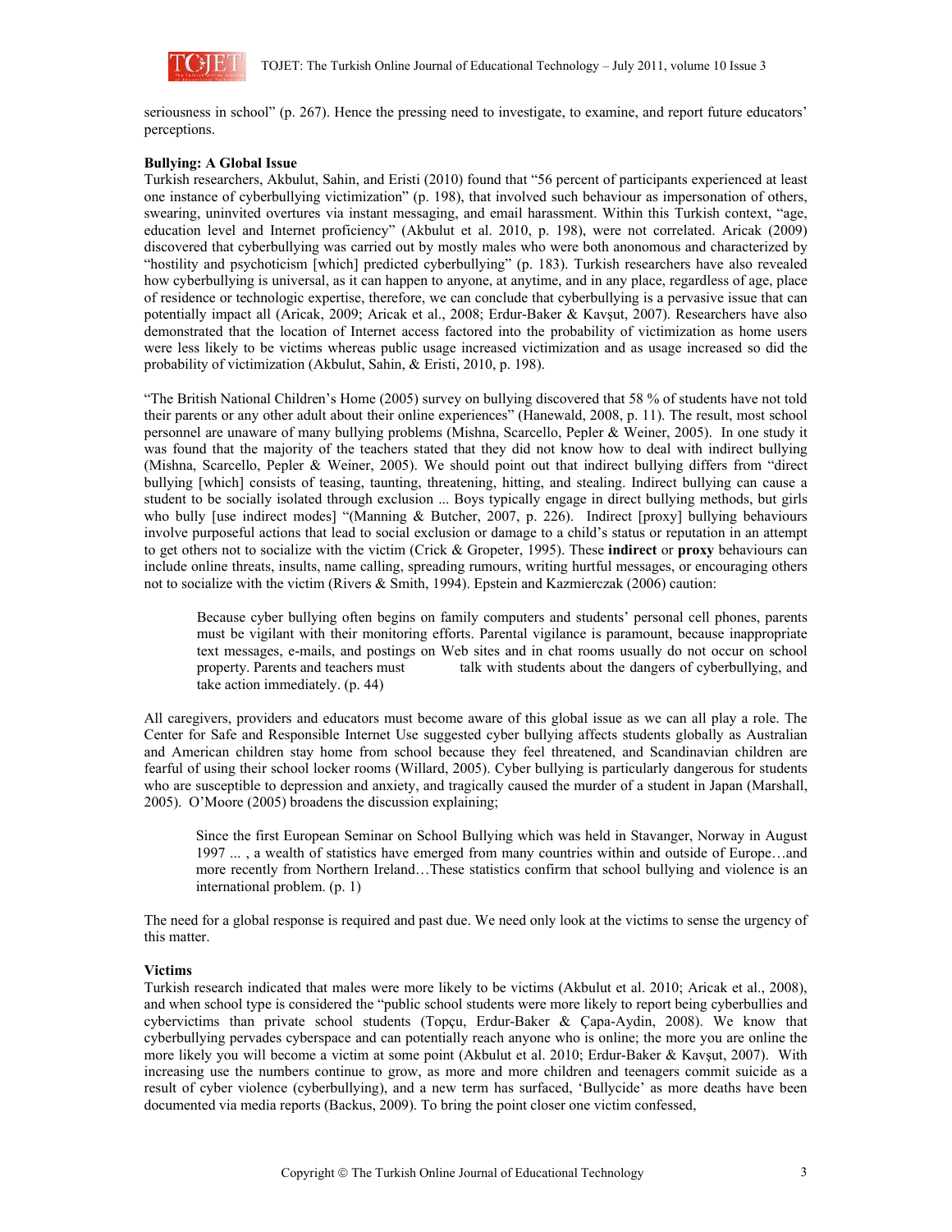seriousness in school" (p. 267). Hence the pressing need to investigate, to examine, and report future educators' perceptions.

**Bullying: A Global Issue**

Turkish researchers, Akbulut, Sahin, and Eristi (2010) found that "56 percent of participants experienced at least one instance of cyberbullying victimization" (p. 198), that involved such behaviour as impersonation of others, swearing, uninvited overtures via instant messaging, and email harassment. Within this Turkish context, "age, education level and Internet proficiency" (Akbulut et al. 2010, p. 198), were not correlated. Aricak (2009) discovered that cyberbullying was carried out by mostly males who were both anonomous and characterized by "hostility and psychoticism [which] predicted cyberbullying" (p. 183). Turkish researchers have also revealed how cyberbullying is universal, as it can happen to anyone, at anytime, and in any place, regardless of age, place of residence or technologic expertise, therefore, we can conclude that cyberbullying is a pervasive issue that can potentially impact all (Aricak, 2009; Aricak et al., 2008; Erdur-Baker & Kavşut, 2007). Researchers have also demonstrated that the location of Internet access factored into the probability of victimization as home users were less likely to be victims whereas public usage increased victimization and as usage increased so did the probability of victimization (Akbulut, Sahin, & Eristi, 2010, p. 198).

"The British National Children's Home (2005) survey on bullying discovered that 58 % of students have not told their parents or any other adult about their online experiences" (Hanewald, 2008, p. 11). The result, most school personnel are unaware of many bullying problems (Mishna, Scarcello, Pepler & Weiner, 2005). In one study it was found that the majority of the teachers stated that they did not know how to deal with indirect bullying (Mishna, Scarcello, Pepler & Weiner, 2005). We should point out that indirect bullying differs from "direct bullying [which] consists of teasing, taunting, threatening, hitting, and stealing. Indirect bullying can cause a student to be socially isolated through exclusion ... Boys typically engage in direct bullying methods, but girls who bully [use indirect modes] "(Manning & Butcher, 2007, p. 226). Indirect [proxy] bullying behaviours involve purposeful actions that lead to social exclusion or damage to a child's status or reputation in an attempt to get others not to socialize with the victim (Crick & Gropeter, 1995). These **indirect** or **proxy** behaviours can include online threats, insults, name calling, spreading rumours, writing hurtful messages, or encouraging others not to socialize with the victim (Rivers & Smith, 1994). Epstein and Kazmierczak (2006) caution:

> Because cyber bullying often begins on family computers and students' personal cell phones, parents must be vigilant with their monitoring efforts. Parental vigilance is paramount, because inappropriate text messages, e-mails, and postings on Web sites and in chat rooms usually do not occur on school property. Parents and teachers must talk with students about the dangers of cyberbullying, and take action immediately. (p. 44)

All caregivers, providers and educators must become aware of this global issue as we can all play a role. The Center for Safe and Responsible Internet Use suggested cyber bullying affects students globally as Australian and American children stay home from school because they feel threatened, and Scandinavian children are fearful of using their school locker rooms (Willard, 2005). Cyber bullying is particularly dangerous for students who are susceptible to depression and anxiety, and tragically caused the murder of a student in Japan (Marshall, 2005). O'Moore (2005) broadens the discussion explaining;

> Since the first European Seminar on School Bullying which was held in Stavanger, Norway in August 1997 ... , a wealth of statistics have emerged from many countries within and outside of Europe…and more recently from Northern Ireland…These statistics confirm that school bullying and violence is an international problem. (p. 1)

The need for a global response is required and past due. We need only look at the victims to sense the urgency of this matter.

**Victims**

Turkish research indicated that males were more likely to be victims (Akbulut et al. 2010; Aricak et al., 2008), and when school type is considered the "public school students were more likely to report being cyberbullies and cybervictims than private school students (Topçu, Erdur-Baker & Çapa-Aydin, 2008). We know that cyberbullying pervades cyberspace and can potentially reach anyone who is online; the more you are online the more likely you will become a victim at some point (Akbulut et al. 2010; Erdur-Baker & Kavşut, 2007). With increasing use the numbers continue to grow, as more and more children and teenagers commit suicide as a result of cyber violence (cyberbullying), and a new term has surfaced, 'Bullycide' as more deaths have been documented via media reports (Backus, 2009). To bring the point closer one victim confessed,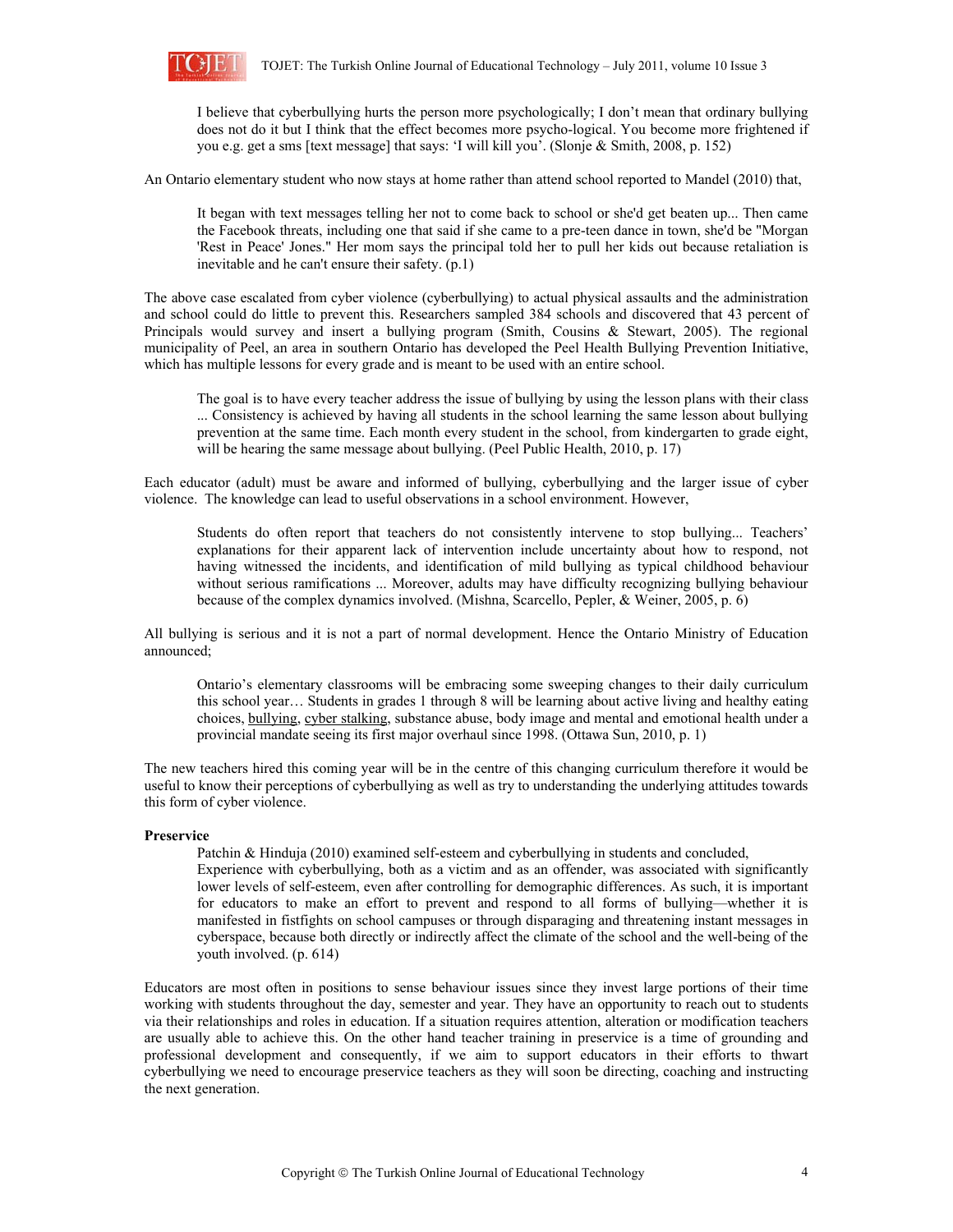> I believe that cyberbullying hurts the person more psychologically; I don't mean that ordinary bullying does not do it but I think that the effect becomes more psycho-logical. You become more frightened if you e.g. get a sms [text message] that says: 'I will kill you'. (Slonje & Smith, 2008, p. 152)

An Ontario elementary student who now stays at home rather than attend school reported to Mandel (2010) that,

> It began with text messages telling her not to come back to school or she'd get beaten up... Then came the Facebook threats, including one that said if she came to a pre-teen dance in town, she'd be "Morgan 'Rest in Peace' Jones." Her mom says the principal told her to pull her kids out because retaliation is inevitable and he can't ensure their safety. (p.1)

The above case escalated from cyber violence (cyberbullying) to actual physical assaults and the administration and school could do little to prevent this. Researchers sampled 384 schools and discovered that 43 percent of Principals would survey and insert a bullying program (Smith, Cousins & Stewart, 2005). The regional municipality of Peel, an area in southern Ontario has developed the Peel Health Bullying Prevention Initiative, which has multiple lessons for every grade and is meant to be used with an entire school.

> The goal is to have every teacher address the issue of bullying by using the lesson plans with their class ... Consistency is achieved by having all students in the school learning the same lesson about bullying prevention at the same time. Each month every student in the school, from kindergarten to grade eight, will be hearing the same message about bullying. (Peel Public Health, 2010, p. 17)

Each educator (adult) must be aware and informed of bullying, cyberbullying and the larger issue of cyber violence. The knowledge can lead to useful observations in a school environment. However,

> Students do often report that teachers do not consistently intervene to stop bullying... Teachers' explanations for their apparent lack of intervention include uncertainty about how to respond, not having witnessed the incidents, and identification of mild bullying as typical childhood behaviour without serious ramifications ... Moreover, adults may have difficulty recognizing bullying behaviour because of the complex dynamics involved. (Mishna, Scarcello, Pepler, & Weiner, 2005, p. 6)

All bullying is serious and it is not a part of normal development. Hence the Ontario Ministry of Education announced;

> Ontario's elementary classrooms will be embracing some sweeping changes to their daily curriculum this school year… Students in grades 1 through 8 will be learning about active living and healthy eating choices, bullying, cyber stalking, substance abuse, body image and mental and emotional health under a provincial mandate seeing its first major overhaul since 1998. (Ottawa Sun, 2010, p. 1)

The new teachers hired this coming year will be in the centre of this changing curriculum therefore it would be useful to know their perceptions of cyberbullying as well as try to understanding the underlying attitudes towards this form of cyber violence.

**Preservice**

Patchin & Hinduja (2010) examined self-esteem and cyberbullying in students and concluded,

> Experience with cyberbullying, both as a victim and as an offender, was associated with significantly lower levels of self-esteem, even after controlling for demographic differences. As such, it is important for educators to make an effort to prevent and respond to all forms of bullying—whether it is manifested in fistfights on school campuses or through disparaging and threatening instant messages in cyberspace, because both directly or indirectly affect the climate of the school and the well-being of the youth involved. (p. 614)

Educators are most often in positions to sense behaviour issues since they invest large portions of their time working with students throughout the day, semester and year. They have an opportunity to reach out to students via their relationships and roles in education. If a situation requires attention, alteration or modification teachers are usually able to achieve this. On the other hand teacher training in preservice is a time of grounding and professional development and consequently, if we aim to support educators in their efforts to thwart cyberbullying we need to encourage preservice teachers as they will soon be directing, coaching and instructing the next generation.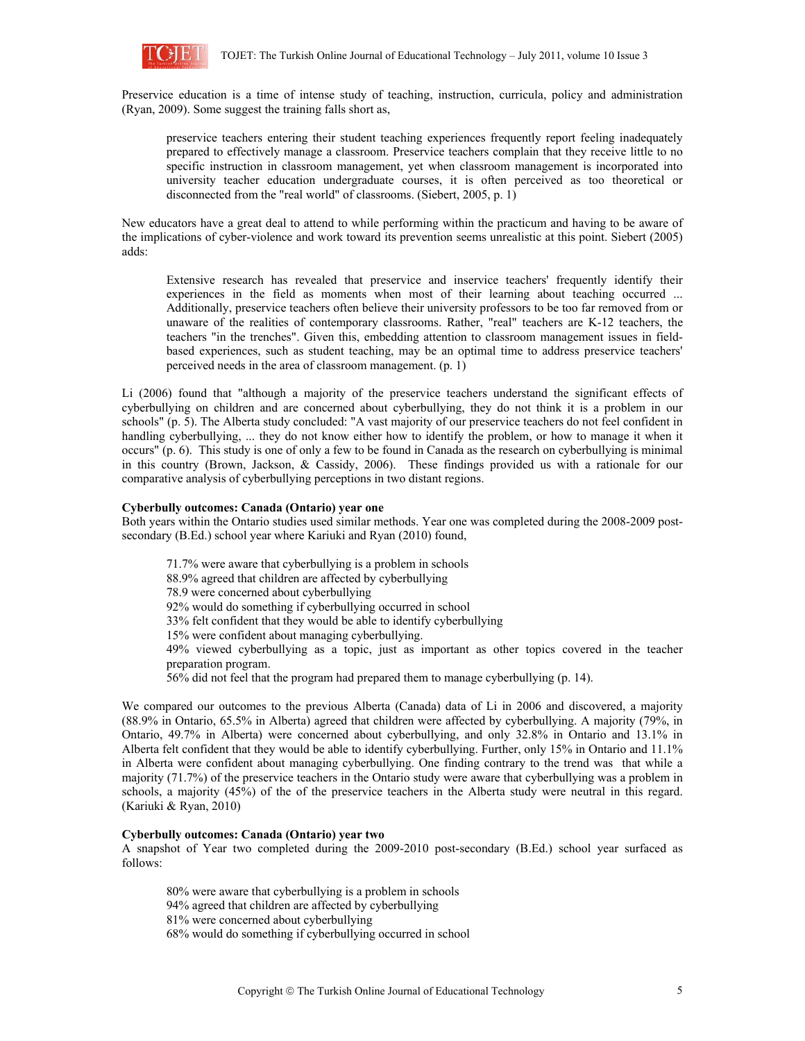Preservice education is a time of intense study of teaching, instruction, curricula, policy and administration (Ryan, 2009). Some suggest the training falls short as,

> preservice teachers entering their student teaching experiences frequently report feeling inadequately prepared to effectively manage a classroom. Preservice teachers complain that they receive little to no specific instruction in classroom management, yet when classroom management is incorporated into university teacher education undergraduate courses, it is often perceived as too theoretical or disconnected from the "real world" of classrooms. (Siebert, 2005, p. 1)

New educators have a great deal to attend to while performing within the practicum and having to be aware of the implications of cyber-violence and work toward its prevention seems unrealistic at this point. Siebert (2005) adds:

> Extensive research has revealed that preservice and inservice teachers' frequently identify their experiences in the field as moments when most of their learning about teaching occurred ... Additionally, preservice teachers often believe their university professors to be too far removed from or unaware of the realities of contemporary classrooms. Rather, "real" teachers are K-12 teachers, the teachers "in the trenches". Given this, embedding attention to classroom management issues in field-based experiences, such as student teaching, may be an optimal time to address preservice teachers' perceived needs in the area of classroom management. (p. 1)

Li (2006) found that "although a majority of the preservice teachers understand the significant effects of cyberbullying on children and are concerned about cyberbullying, they do not think it is a problem in our schools" (p. 5). The Alberta study concluded: "A vast majority of our preservice teachers do not feel confident in handling cyberbullying, ... they do not know either how to identify the problem, or how to manage it when it occurs" (p. 6). This study is one of only a few to be found in Canada as the research on cyberbullying is minimal in this country (Brown, Jackson, & Cassidy, 2006). These findings provided us with a rationale for our comparative analysis of cyberbullying perceptions in two distant regions.

**Cyberbully outcomes: Canada (Ontario) year one**

Both years within the Ontario studies used similar methods. Year one was completed during the 2008-2009 post-secondary (B.Ed.) school year where Kariuki and Ryan (2010) found,

> 71.7% were aware that cyberbullying is a problem in schools
> 88.9% agreed that children are affected by cyberbullying
> 78.9 were concerned about cyberbullying
> 92% would do something if cyberbullying occurred in school
> 33% felt confident that they would be able to identify cyberbullying
> 15% were confident about managing cyberbullying.
> 49% viewed cyberbullying as a topic, just as important as other topics covered in the teacher preparation program.
> 56% did not feel that the program had prepared them to manage cyberbullying (p. 14).

We compared our outcomes to the previous Alberta (Canada) data of Li in 2006 and discovered, a majority (88.9% in Ontario, 65.5% in Alberta) agreed that children were affected by cyberbullying. A majority (79%, in Ontario, 49.7% in Alberta) were concerned about cyberbullying, and only 32.8% in Ontario and 13.1% in Alberta felt confident that they would be able to identify cyberbullying. Further, only 15% in Ontario and 11.1% in Alberta were confident about managing cyberbullying. One finding contrary to the trend was that while a majority (71.7%) of the preservice teachers in the Ontario study were aware that cyberbullying was a problem in schools, a majority (45%) of the of the preservice teachers in the Alberta study were neutral in this regard. (Kariuki & Ryan, 2010)

**Cyberbully outcomes: Canada (Ontario) year two**

A snapshot of Year two completed during the 2009-2010 post-secondary (B.Ed.) school year surfaced as follows:

> 80% were aware that cyberbullying is a problem in schools
> 94% agreed that children are affected by cyberbullying
> 81% were concerned about cyberbullying
> 68% would do something if cyberbullying occurred in school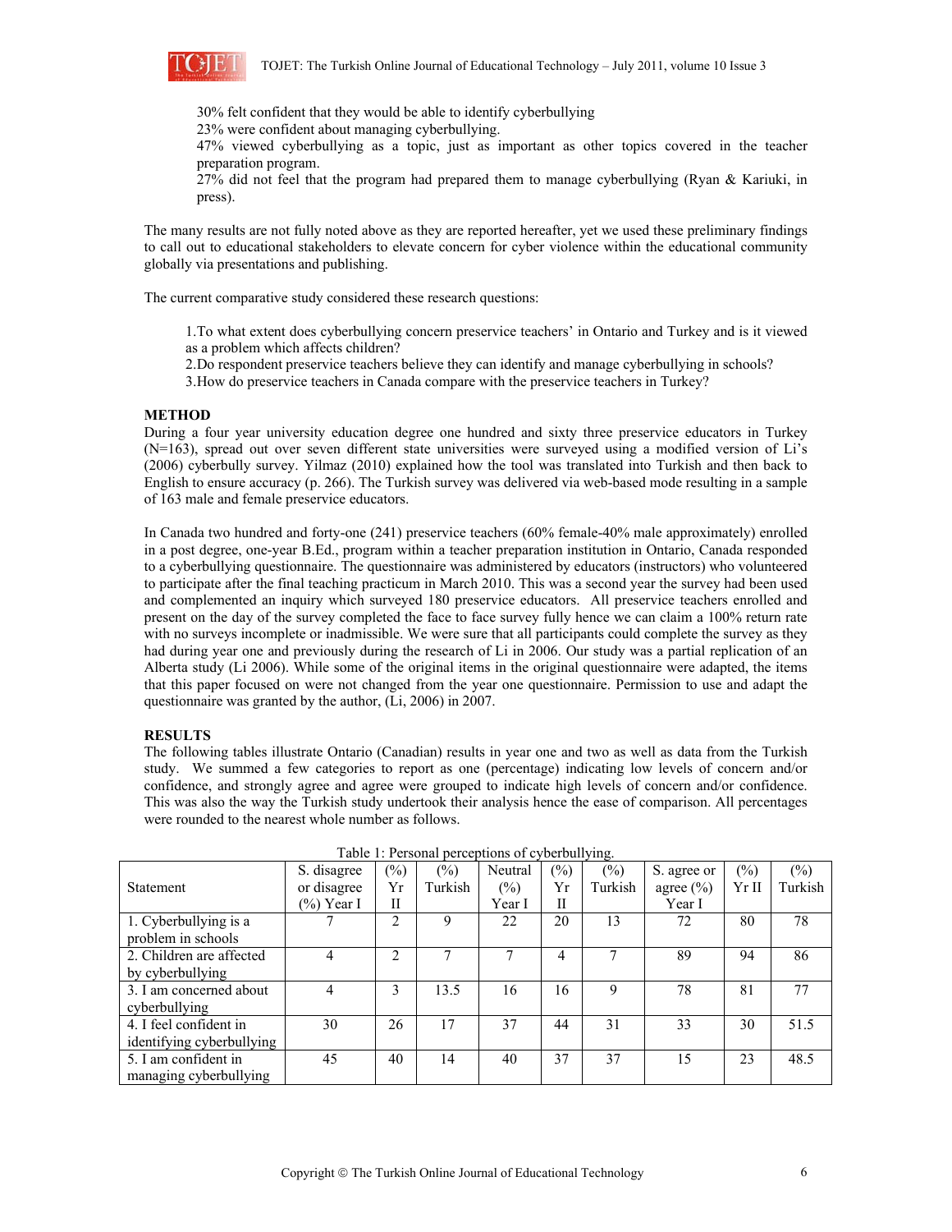30% felt confident that they would be able to identify cyberbullying
23% were confident about managing cyberbullying.
47% viewed cyberbullying as a topic, just as important as other topics covered in the teacher preparation program.
27% did not feel that the program had prepared them to manage cyberbullying (Ryan & Kariuki, in press).

The many results are not fully noted above as they are reported hereafter, yet we used these preliminary findings to call out to educational stakeholders to elevate concern for cyber violence within the educational community globally via presentations and publishing.

The current comparative study considered these research questions:

1. To what extent does cyberbullying concern preservice teachers' in Ontario and Turkey and is it viewed as a problem which affects children?
2. Do respondent preservice teachers believe they can identify and manage cyberbullying in schools?
3. How do preservice teachers in Canada compare with the preservice teachers in Turkey?

## METHOD

During a four year university education degree one hundred and sixty three preservice educators in Turkey (N=163), spread out over seven different state universities were surveyed using a modified version of Li's (2006) cyberbully survey. Yilmaz (2010) explained how the tool was translated into Turkish and then back to English to ensure accuracy (p. 266). The Turkish survey was delivered via web-based mode resulting in a sample of 163 male and female preservice educators.

In Canada two hundred and forty-one (241) preservice teachers (60% female-40% male approximately) enrolled in a post degree, one-year B.Ed., program within a teacher preparation institution in Ontario, Canada responded to a cyberbullying questionnaire. The questionnaire was administered by educators (instructors) who volunteered to participate after the final teaching practicum in March 2010. This was a second year the survey had been used and complemented an inquiry which surveyed 180 preservice educators. All preservice teachers enrolled and present on the day of the survey completed the face to face survey fully hence we can claim a 100% return rate with no surveys incomplete or inadmissible. We were sure that all participants could complete the survey as they had during year one and previously during the research of Li in 2006. Our study was a partial replication of an Alberta study (Li 2006). While some of the original items in the original questionnaire were adapted, the items that this paper focused on were not changed from the year one questionnaire. Permission to use and adapt the questionnaire was granted by the author, (Li, 2006) in 2007.

## RESULTS

The following tables illustrate Ontario (Canadian) results in year one and two as well as data from the Turkish study. We summed a few categories to report as one (percentage) indicating low levels of concern and/or confidence, and strongly agree and agree were grouped to indicate high levels of concern and/or confidence. This was also the way the Turkish study undertook their analysis hence the ease of comparison. All percentages were rounded to the nearest whole number as follows.

Table 1: Personal perceptions of cyberbullying.

| Statement | S. disagree or disagree (%) Year I | (%) Yr II | (%) Turkish | Neutral (%) Year I | (%) Yr II | (%) Turkish | S. agree or agree (%) Year I | (%) Yr II | (%) Turkish |
|---|---|---|---|---|---|---|---|---|---|
| 1. Cyberbullying is a problem in schools | 7 | 2 | 9 | 22 | 20 | 13 | 72 | 80 | 78 |
| 2. Children are affected by cyberbullying | 4 | 2 | 7 | 7 | 4 | 7 | 89 | 94 | 86 |
| 3. I am concerned about cyberbullying | 4 | 3 | 13.5 | 16 | 16 | 9 | 78 | 81 | 77 |
| 4. I feel confident in identifying cyberbullying | 30 | 26 | 17 | 37 | 44 | 31 | 33 | 30 | 51.5 |
| 5. I am confident in managing cyberbullying | 45 | 40 | 14 | 40 | 37 | 37 | 15 | 23 | 48.5 |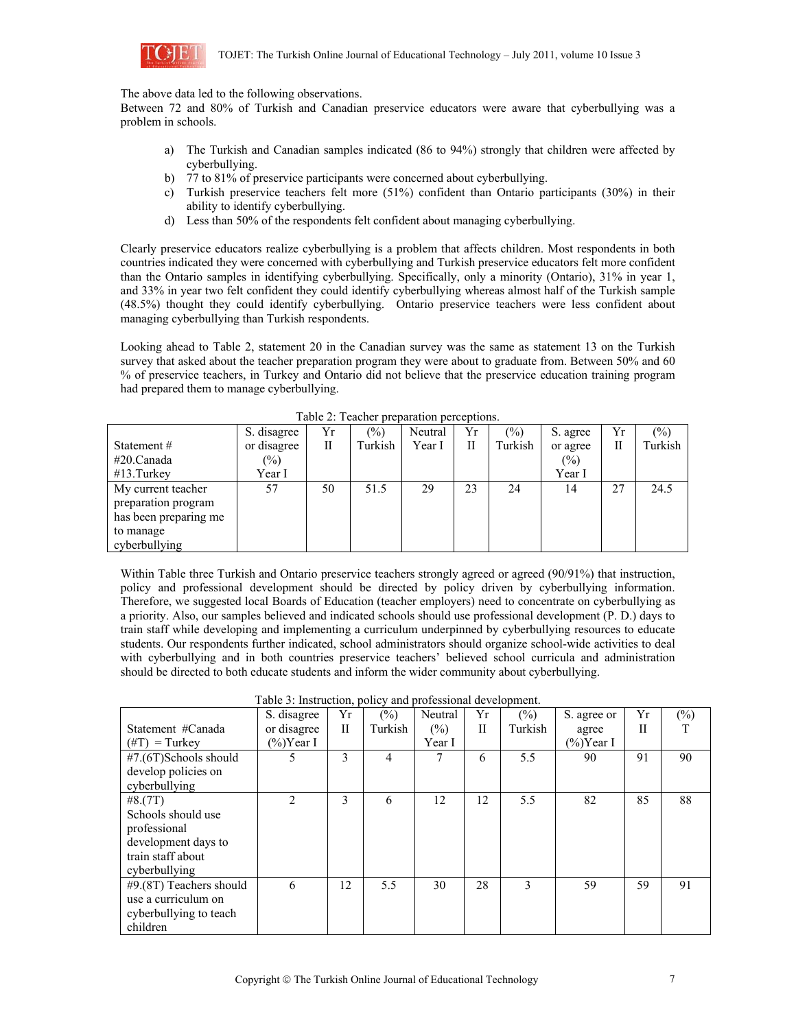The above data led to the following observations.
Between 72 and 80% of Turkish and Canadian preservice educators were aware that cyberbullying was a problem in schools.

a) The Turkish and Canadian samples indicated (86 to 94%) strongly that children were affected by cyberbullying.
b) 77 to 81% of preservice participants were concerned about cyberbullying.
c) Turkish preservice teachers felt more (51%) confident than Ontario participants (30%) in their ability to identify cyberbullying.
d) Less than 50% of the respondents felt confident about managing cyberbullying.

Clearly preservice educators realize cyberbullying is a problem that affects children. Most respondents in both countries indicated they were concerned with cyberbullying and Turkish preservice educators felt more confident than the Ontario samples in identifying cyberbullying. Specifically, only a minority (Ontario), 31% in year 1, and 33% in year two felt confident they could identify cyberbullying whereas almost half of the Turkish sample (48.5%) thought they could identify cyberbullying. Ontario preservice teachers were less confident about managing cyberbullying than Turkish respondents.

Looking ahead to Table 2, statement 20 in the Canadian survey was the same as statement 13 on the Turkish survey that asked about the teacher preparation program they were about to graduate from. Between 50% and 60 % of preservice teachers, in Turkey and Ontario did not believe that the preservice education training program had prepared them to manage cyberbullying.

Table 2: Teacher preparation perceptions.

| Statement # #20.Canada #13.Turkey | S. disagree or disagree (%) Year I | Yr II | (%) Turkish | Neutral Year I | Yr II | (%) Turkish | S. agree or agree (%) Year I | Yr II | (%) Turkish |
|---|---|---|---|---|---|---|---|---|---|
| My current teacher preparation program has been preparing me to manage cyberbullying | 57 | 50 | 51.5 | 29 | 23 | 24 | 14 | 27 | 24.5 |

Within Table three Turkish and Ontario preservice teachers strongly agreed or agreed (90/91%) that instruction, policy and professional development should be directed by policy driven by cyberbullying information. Therefore, we suggested local Boards of Education (teacher employers) need to concentrate on cyberbullying as a priority. Also, our samples believed and indicated schools should use professional development (P. D.) days to train staff while developing and implementing a curriculum underpinned by cyberbullying resources to educate students. Our respondents further indicated, school administrators should organize school-wide activities to deal with cyberbullying and in both countries preservice teachers' believed school curricula and administration should be directed to both educate students and inform the wider community about cyberbullying.

Table 3: Instruction, policy and professional development.

| Statement #Canada (#T) = Turkey | S. disagree or disagree (%)Year I | Yr II | (%) Turkish | Neutral (%) Year I | Yr II | (%) Turkish | S. agree or agree (%)Year I | Yr II | (%) T |
|---|---|---|---|---|---|---|---|---|---|
| #7.(6T)Schools should develop policies on cyberbullying | 5 | 3 | 4 | 7 | 6 | 5.5 | 90 | 91 | 90 |
| #8.(7T) Schools should use professional development days to train staff about cyberbullying | 2 | 3 | 6 | 12 | 12 | 5.5 | 82 | 85 | 88 |
| #9.(8T) Teachers should use a curriculum on cyberbullying to teach children | 6 | 12 | 5.5 | 30 | 28 | 3 | 59 | 59 | 91 |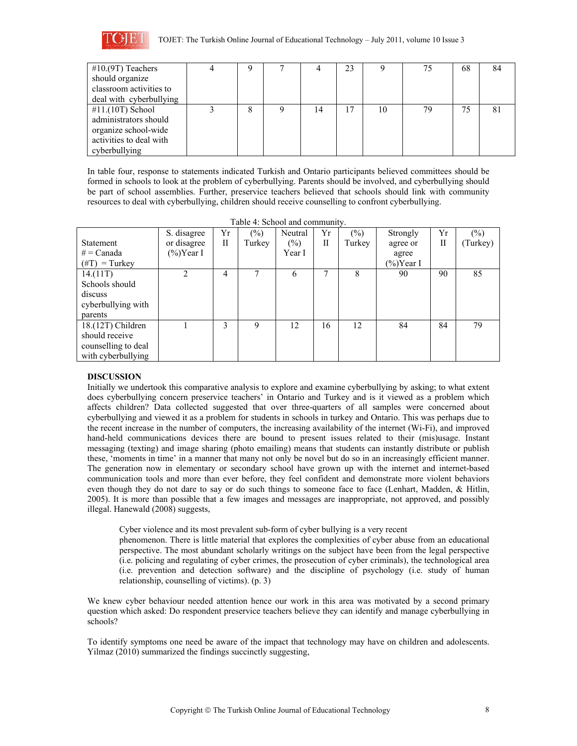| | | | | | | | | | |
|---|---|---|---|---|---|---|---|---|---|
| #10.(9T) Teachers should organize classroom activities to deal with cyberbullying | 4 | 9 | 7 | 4 | 23 | 9 | 75 | 68 | 84 |
| #11.(10T) School administrators should organize school-wide activities to deal with cyberbullying | 3 | 8 | 9 | 14 | 17 | 10 | 79 | 75 | 81 |

In table four, response to statements indicated Turkish and Ontario participants believed committees should be formed in schools to look at the problem of cyberbullying. Parents should be involved, and cyberbullying should be part of school assemblies. Further, preservice teachers believed that schools should link with community resources to deal with cyberbullying, children should receive counselling to confront cyberbullying.

Table 4: School and community.

| Statement # = Canada (#T) = Turkey | S. disagree or disagree (%)Year I | Yr II | (%) Turkey | Neutral (%) Year I | Yr II | (%) Turkey | Strongly agree or agree (%)Year I | Yr II | (%) (Turkey) |
|---|---|---|---|---|---|---|---|---|---|
| 14.(11T) Schools should discuss cyberbullying with parents | 2 | 4 | 7 | 6 | 7 | 8 | 90 | 90 | 85 |
| 18.(12T) Children should receive counselling to deal with cyberbullying | 1 | 3 | 9 | 12 | 16 | 12 | 84 | 84 | 79 |

**DISCUSSION**

Initially we undertook this comparative analysis to explore and examine cyberbullying by asking; to what extent does cyberbullying concern preservice teachers' in Ontario and Turkey and is it viewed as a problem which affects children? Data collected suggested that over three-quarters of all samples were concerned about cyberbullying and viewed it as a problem for students in schools in turkey and Ontario. This was perhaps due to the recent increase in the number of computers, the increasing availability of the internet (Wi-Fi), and improved hand-held communications devices there are bound to present issues related to their (mis)usage. Instant messaging (texting) and image sharing (photo emailing) means that students can instantly distribute or publish these, 'moments in time' in a manner that many not only be novel but do so in an increasingly efficient manner. The generation now in elementary or secondary school have grown up with the internet and internet-based communication tools and more than ever before, they feel confident and demonstrate more violent behaviors even though they do not dare to say or do such things to someone face to face (Lenhart, Madden, & Hitlin, 2005). It is more than possible that a few images and messages are inappropriate, not approved, and possibly illegal. Hanewald (2008) suggests,

> Cyber violence and its most prevalent sub-form of cyber bullying is a very recent phenomenon. There is little material that explores the complexities of cyber abuse from an educational perspective. The most abundant scholarly writings on the subject have been from the legal perspective (i.e. policing and regulating of cyber crimes, the prosecution of cyber criminals), the technological area (i.e. prevention and detection software) and the discipline of psychology (i.e. study of human relationship, counselling of victims). (p. 3)

We knew cyber behaviour needed attention hence our work in this area was motivated by a second primary question which asked: Do respondent preservice teachers believe they can identify and manage cyberbullying in schools?

To identify symptoms one need be aware of the impact that technology may have on children and adolescents. Yilmaz (2010) summarized the findings succinctly suggesting,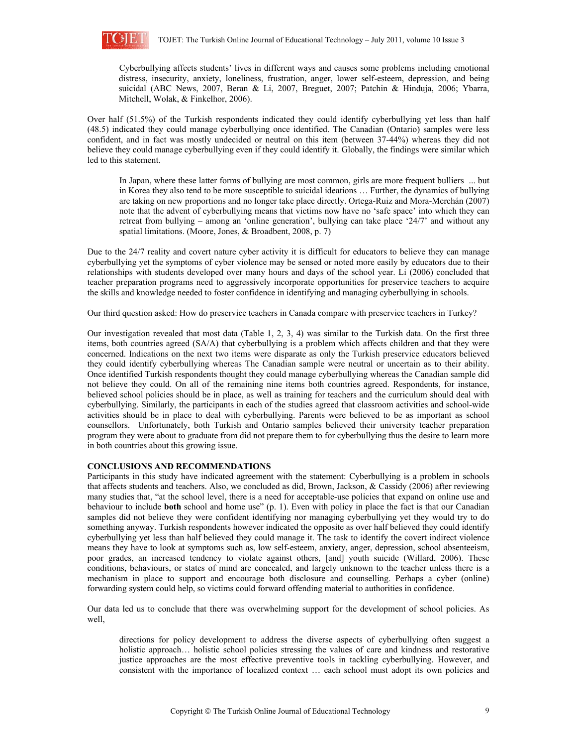> Cyberbullying affects students' lives in different ways and causes some problems including emotional distress, insecurity, anxiety, loneliness, frustration, anger, lower self-esteem, depression, and being suicidal (ABC News, 2007, Beran & Li, 2007, Breguet, 2007; Patchin & Hinduja, 2006; Ybarra, Mitchell, Wolak, & Finkelhor, 2006).

Over half (51.5%) of the Turkish respondents indicated they could identify cyberbullying yet less than half (48.5) indicated they could manage cyberbullying once identified. The Canadian (Ontario) samples were less confident, and in fact was mostly undecided or neutral on this item (between 37-44%) whereas they did not believe they could manage cyberbullying even if they could identify it. Globally, the findings were similar which led to this statement.

> In Japan, where these latter forms of bullying are most common, girls are more frequent bulliers ... but in Korea they also tend to be more susceptible to suicidal ideations … Further, the dynamics of bullying are taking on new proportions and no longer take place directly. Ortega-Ruiz and Mora-Merchán (2007) note that the advent of cyberbullying means that victims now have no 'safe space' into which they can retreat from bullying – among an 'online generation', bullying can take place '24/7' and without any spatial limitations. (Moore, Jones, & Broadbent, 2008, p. 7)

Due to the 24/7 reality and covert nature cyber activity it is difficult for educators to believe they can manage cyberbullying yet the symptoms of cyber violence may be sensed or noted more easily by educators due to their relationships with students developed over many hours and days of the school year. Li (2006) concluded that teacher preparation programs need to aggressively incorporate opportunities for preservice teachers to acquire the skills and knowledge needed to foster confidence in identifying and managing cyberbullying in schools.

Our third question asked: How do preservice teachers in Canada compare with preservice teachers in Turkey?

Our investigation revealed that most data (Table 1, 2, 3, 4) was similar to the Turkish data. On the first three items, both countries agreed (SA/A) that cyberbullying is a problem which affects children and that they were concerned. Indications on the next two items were disparate as only the Turkish preservice educators believed they could identify cyberbullying whereas The Canadian sample were neutral or uncertain as to their ability. Once identified Turkish respondents thought they could manage cyberbullying whereas the Canadian sample did not believe they could. On all of the remaining nine items both countries agreed. Respondents, for instance, believed school policies should be in place, as well as training for teachers and the curriculum should deal with cyberbullying. Similarly, the participants in each of the studies agreed that classroom activities and school-wide activities should be in place to deal with cyberbullying. Parents were believed to be as important as school counsellors. Unfortunately, both Turkish and Ontario samples believed their university teacher preparation program they were about to graduate from did not prepare them to for cyberbullying thus the desire to learn more in both countries about this growing issue.

## CONCLUSIONS AND RECOMMENDATIONS

Participants in this study have indicated agreement with the statement: Cyberbullying is a problem in schools that affects students and teachers. Also, we concluded as did, Brown, Jackson, & Cassidy (2006) after reviewing many studies that, "at the school level, there is a need for acceptable-use policies that expand on online use and behaviour to include **both** school and home use" (p. 1). Even with policy in place the fact is that our Canadian samples did not believe they were confident identifying nor managing cyberbullying yet they would try to do something anyway. Turkish respondents however indicated the opposite as over half believed they could identify cyberbullying yet less than half believed they could manage it. The task to identify the covert indirect violence means they have to look at symptoms such as, low self-esteem, anxiety, anger, depression, school absenteeism, poor grades, an increased tendency to violate against others, [and] youth suicide (Willard, 2006). These conditions, behaviours, or states of mind are concealed, and largely unknown to the teacher unless there is a mechanism in place to support and encourage both disclosure and counselling. Perhaps a cyber (online) forwarding system could help, so victims could forward offending material to authorities in confidence.

Our data led us to conclude that there was overwhelming support for the development of school policies. As well,

> directions for policy development to address the diverse aspects of cyberbullying often suggest a holistic approach… holistic school policies stressing the values of care and kindness and restorative justice approaches are the most effective preventive tools in tackling cyberbullying. However, and consistent with the importance of localized context … each school must adopt its own policies and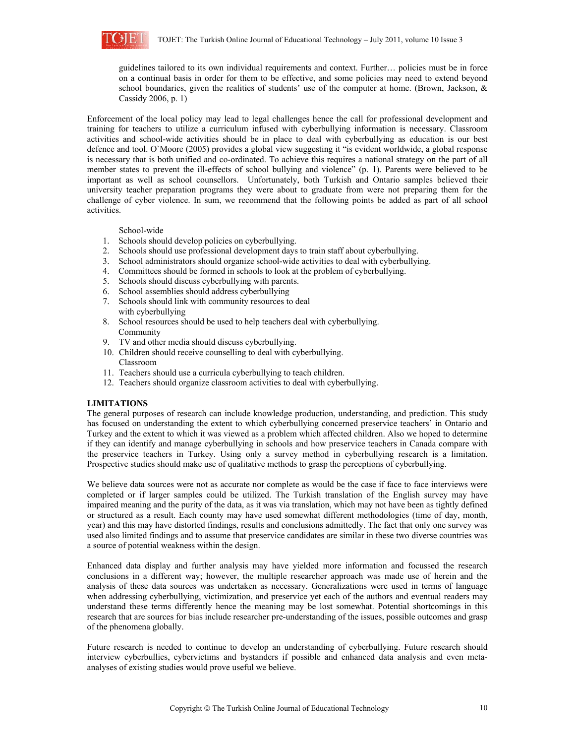> guidelines tailored to its own individual requirements and context. Further… policies must be in force on a continual basis in order for them to be effective, and some policies may need to extend beyond school boundaries, given the realities of students' use of the computer at home. (Brown, Jackson, & Cassidy 2006, p. 1)

Enforcement of the local policy may lead to legal challenges hence the call for professional development and training for teachers to utilize a curriculum infused with cyberbullying information is necessary. Classroom activities and school-wide activities should be in place to deal with cyberbullying as education is our best defence and tool. O`Moore (2005) provides a global view suggesting it "is evident worldwide, a global response is necessary that is both unified and co-ordinated. To achieve this requires a national strategy on the part of all member states to prevent the ill-effects of school bullying and violence" (p. 1). Parents were believed to be important as well as school counsellors. Unfortunately, both Turkish and Ontario samples believed their university teacher preparation programs they were about to graduate from were not preparing them for the challenge of cyber violence. In sum, we recommend that the following points be added as part of all school activities.

School-wide

1. Schools should develop policies on cyberbullying.
2. Schools should use professional development days to train staff about cyberbullying.
3. School administrators should organize school-wide activities to deal with cyberbullying.
4. Committees should be formed in schools to look at the problem of cyberbullying.
5. Schools should discuss cyberbullying with parents.
6. School assemblies should address cyberbullying
7. Schools should link with community resources to deal with cyberbullying
8. School resources should be used to help teachers deal with cyberbullying.

Community

9. TV and other media should discuss cyberbullying.
10. Children should receive counselling to deal with cyberbullying.

Classroom

11. Teachers should use a curricula cyberbullying to teach children.
12. Teachers should organize classroom activities to deal with cyberbullying.

## LIMITATIONS

The general purposes of research can include knowledge production, understanding, and prediction. This study has focused on understanding the extent to which cyberbullying concerned preservice teachers' in Ontario and Turkey and the extent to which it was viewed as a problem which affected children. Also we hoped to determine if they can identify and manage cyberbullying in schools and how preservice teachers in Canada compare with the preservice teachers in Turkey. Using only a survey method in cyberbullying research is a limitation. Prospective studies should make use of qualitative methods to grasp the perceptions of cyberbullying.

We believe data sources were not as accurate nor complete as would be the case if face to face interviews were completed or if larger samples could be utilized. The Turkish translation of the English survey may have impaired meaning and the purity of the data, as it was via translation, which may not have been as tightly defined or structured as a result. Each county may have used somewhat different methodologies (time of day, month, year) and this may have distorted findings, results and conclusions admittedly. The fact that only one survey was used also limited findings and to assume that preservice candidates are similar in these two diverse countries was a source of potential weakness within the design.

Enhanced data display and further analysis may have yielded more information and focussed the research conclusions in a different way; however, the multiple researcher approach was made use of herein and the analysis of these data sources was undertaken as necessary. Generalizations were used in terms of language when addressing cyberbullying, victimization, and preservice yet each of the authors and eventual readers may understand these terms differently hence the meaning may be lost somewhat. Potential shortcomings in this research that are sources for bias include researcher pre-understanding of the issues, possible outcomes and grasp of the phenomena globally.

Future research is needed to continue to develop an understanding of cyberbullying. Future research should interview cyberbullies, cybervictims and bystanders if possible and enhanced data analysis and even meta-analyses of existing studies would prove useful we believe.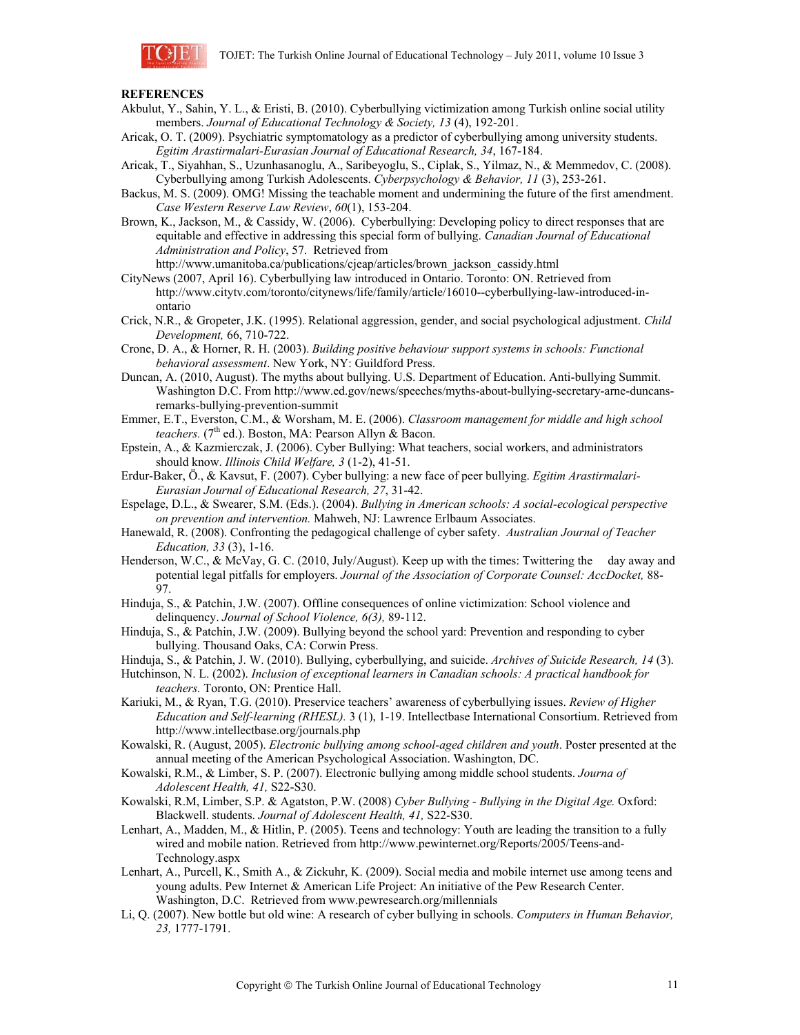**REFERENCES**

Akbulut, Y., Sahin, Y. L., & Eristi, B. (2010). Cyberbullying victimization among Turkish online social utility members. *Journal of Educational Technology & Society, 13* (4), 192-201.

Aricak, O. T. (2009). Psychiatric symptomatology as a predictor of cyberbullying among university students. *Egitim Arastirmalari-Eurasian Journal of Educational Research, 34*, 167-184.

Aricak, T., Siyahhan, S., Uzunhasanoglu, A., Saribeyoglu, S., Ciplak, S., Yilmaz, N., & Memmedov, C. (2008). Cyberbullying among Turkish Adolescents. *Cyberpsychology & Behavior, 11* (3), 253-261.

Backus, M. S. (2009). OMG! Missing the teachable moment and undermining the future of the first amendment. *Case Western Reserve Law Review*, *60*(1), 153-204.

Brown, K., Jackson, M., & Cassidy, W. (2006). Cyberbullying: Developing policy to direct responses that are equitable and effective in addressing this special form of bullying. *Canadian Journal of Educational Administration and Policy*, 57. Retrieved from http://www.umanitoba.ca/publications/cjeap/articles/brown_jackson_cassidy.html

CityNews (2007, April 16). Cyberbullying law introduced in Ontario. Toronto: ON. Retrieved from http://www.citytv.com/toronto/citynews/life/family/article/16010--cyberbullying-law-introduced-in-ontario

Crick, N.R., & Gropeter, J.K. (1995). Relational aggression, gender, and social psychological adjustment. *Child Development,* 66, 710-722.

Crone, D. A., & Horner, R. H. (2003). *Building positive behaviour support systems in schools: Functional behavioral assessment*. New York, NY: Guildford Press.

Duncan, A. (2010, August). The myths about bullying. U.S. Department of Education. Anti-bullying Summit. Washington D.C. From http://www.ed.gov/news/speeches/myths-about-bullying-secretary-arne-duncans-remarks-bullying-prevention-summit

Emmer, E.T., Everston, C.M., & Worsham, M. E. (2006). *Classroom management for middle and high school teachers.* (7th ed.). Boston, MA: Pearson Allyn & Bacon.

Epstein, A., & Kazmierczak, J. (2006). Cyber Bullying: What teachers, social workers, and administrators should know. *Illinois Child Welfare, 3* (1-2), 41-51.

Erdur-Baker, Ö., & Kavsut, F. (2007). Cyber bullying: a new face of peer bullying. *Egitim Arastirmalari-Eurasian Journal of Educational Research, 27*, 31-42.

Espelage, D.L., & Swearer, S.M. (Eds.). (2004). *Bullying in American schools: A social-ecological perspective on prevention and intervention.* Mahweh, NJ: Lawrence Erlbaum Associates.

Hanewald, R. (2008). Confronting the pedagogical challenge of cyber safety. *Australian Journal of Teacher Education, 33* (3), 1-16.

Henderson, W.C., & McVay, G. C. (2010, July/August). Keep up with the times: Twittering the day away and potential legal pitfalls for employers. *Journal of the Association of Corporate Counsel: AccDocket,* 88-97.

Hinduja, S., & Patchin, J.W. (2007). Offline consequences of online victimization: School violence and delinquency. *Journal of School Violence, 6(3),* 89-112.

Hinduja, S., & Patchin, J.W. (2009). Bullying beyond the school yard: Prevention and responding to cyber bullying. Thousand Oaks, CA: Corwin Press.

Hinduja, S., & Patchin, J. W. (2010). Bullying, cyberbullying, and suicide. *Archives of Suicide Research, 14* (3).

Hutchinson, N. L. (2002). *Inclusion of exceptional learners in Canadian schools: A practical handbook for teachers.* Toronto, ON: Prentice Hall.

Kariuki, M., & Ryan, T.G. (2010). Preservice teachers' awareness of cyberbullying issues. *Review of Higher Education and Self-learning (RHESL).* 3 (1), 1-19. Intellectbase International Consortium. Retrieved from http://www.intellectbase.org/journals.php

Kowalski, R. (August, 2005). *Electronic bullying among school-aged children and youth*. Poster presented at the annual meeting of the American Psychological Association. Washington, DC.

Kowalski, R.M., & Limber, S. P. (2007). Electronic bullying among middle school students. *Journa of Adolescent Health, 41,* S22-S30.

Kowalski, R.M, Limber, S.P. & Agatston, P.W. (2008) *Cyber Bullying - Bullying in the Digital Age.* Oxford: Blackwell. students. *Journal of Adolescent Health, 41,* S22-S30.

Lenhart, A., Madden, M., & Hitlin, P. (2005). Teens and technology: Youth are leading the transition to a fully wired and mobile nation. Retrieved from http://www.pewinternet.org/Reports/2005/Teens-and-Technology.aspx

Lenhart, A., Purcell, K., Smith A., & Zickuhr, K. (2009). Social media and mobile internet use among teens and young adults. Pew Internet & American Life Project: An initiative of the Pew Research Center. Washington, D.C. Retrieved from www.pewresearch.org/millennials

Li, Q. (2007). New bottle but old wine: A research of cyber bullying in schools. *Computers in Human Behavior, 23,* 1777-1791.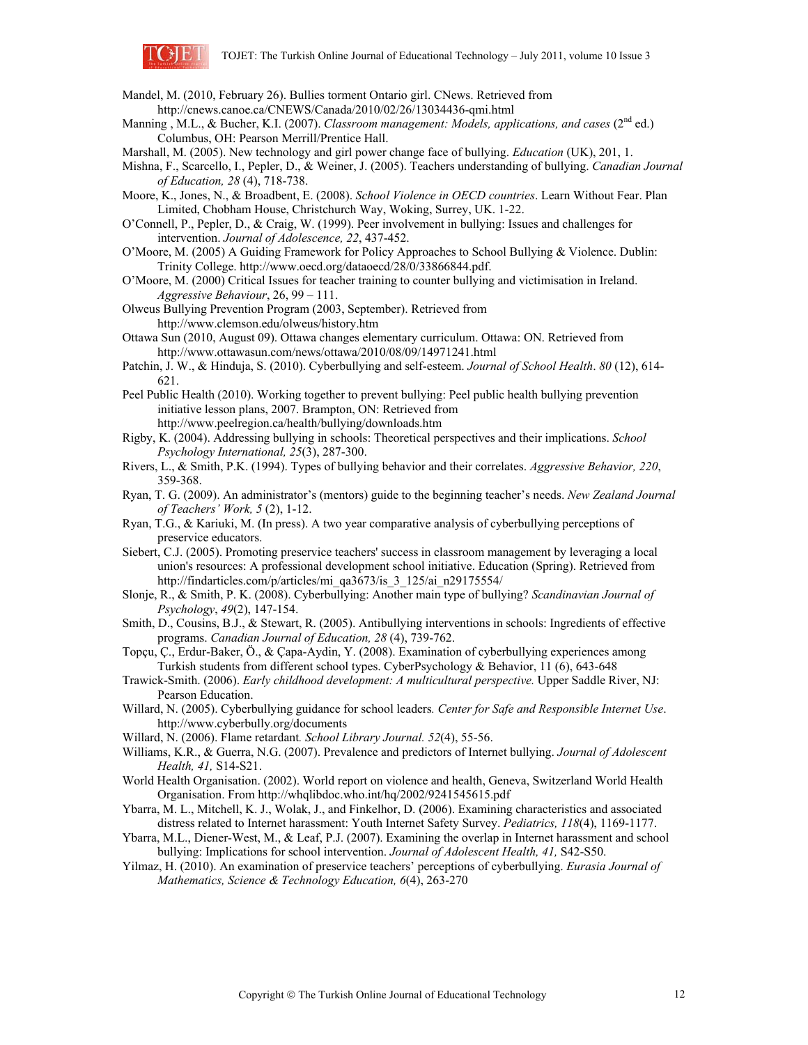Mandel, M. (2010, February 26). Bullies torment Ontario girl. CNews. Retrieved from http://cnews.canoe.ca/CNEWS/Canada/2010/02/26/13034436-qmi.html

Manning , M.L., & Bucher, K.I. (2007). *Classroom management: Models, applications, and cases* (2nd ed.) Columbus, OH: Pearson Merrill/Prentice Hall.

Marshall, M. (2005). New technology and girl power change face of bullying. *Education* (UK), 201, 1.

Mishna, F., Scarcello, I., Pepler, D., & Weiner, J. (2005). Teachers understanding of bullying. *Canadian Journal of Education, 28* (4), 718-738.

Moore, K., Jones, N., & Broadbent, E. (2008). *School Violence in OECD countries*. Learn Without Fear. Plan Limited, Chobham House, Christchurch Way, Woking, Surrey, UK. 1-22.

O'Connell, P., Pepler, D., & Craig, W. (1999). Peer involvement in bullying: Issues and challenges for intervention. *Journal of Adolescence, 22*, 437-452.

O'Moore, M. (2005) A Guiding Framework for Policy Approaches to School Bullying & Violence. Dublin: Trinity College. http://www.oecd.org/dataoecd/28/0/33866844.pdf.

O'Moore, M. (2000) Critical Issues for teacher training to counter bullying and victimisation in Ireland. *Aggressive Behaviour*, 26, 99 – 111.

Olweus Bullying Prevention Program (2003, September). Retrieved from http://www.clemson.edu/olweus/history.htm

Ottawa Sun (2010, August 09). Ottawa changes elementary curriculum. Ottawa: ON. Retrieved from http://www.ottawasun.com/news/ottawa/2010/08/09/14971241.html

Patchin, J. W., & Hinduja, S. (2010). Cyberbullying and self-esteem. *Journal of School Health*. *80* (12), 614-621.

Peel Public Health (2010). Working together to prevent bullying: Peel public health bullying prevention initiative lesson plans, 2007. Brampton, ON: Retrieved from http://www.peelregion.ca/health/bullying/downloads.htm

Rigby, K. (2004). Addressing bullying in schools: Theoretical perspectives and their implications. *School Psychology International, 25*(3), 287-300.

Rivers, L., & Smith, P.K. (1994). Types of bullying behavior and their correlates. *Aggressive Behavior, 220*, 359-368.

Ryan, T. G. (2009). An administrator's (mentors) guide to the beginning teacher's needs. *New Zealand Journal of Teachers' Work, 5* (2), 1-12.

Ryan, T.G., & Kariuki, M. (In press). A two year comparative analysis of cyberbullying perceptions of preservice educators.

Siebert, C.J. (2005). Promoting preservice teachers' success in classroom management by leveraging a local union's resources: A professional development school initiative. Education (Spring). Retrieved from http://findarticles.com/p/articles/mi_qa3673/is_3_125/ai_n29175554/

Slonje, R., & Smith, P. K. (2008). Cyberbullying: Another main type of bullying? *Scandinavian Journal of Psychology*, *49*(2), 147-154.

Smith, D., Cousins, B.J., & Stewart, R. (2005). Antibullying interventions in schools: Ingredients of effective programs. *Canadian Journal of Education, 28* (4), 739-762.

Topçu, Ç., Erdur-Baker, Ö., & Çapa-Aydin, Y. (2008). Examination of cyberbullying experiences among Turkish students from different school types. CyberPsychology & Behavior, 11 (6), 643-648

Trawick-Smith. (2006). *Early childhood development: A multicultural perspective.* Upper Saddle River, NJ: Pearson Education.

Willard, N. (2005). Cyberbullying guidance for school leaders*. Center for Safe and Responsible Internet Use*. http://www.cyberbully.org/documents

Willard, N. (2006). Flame retardant*. School Library Journal. 52*(4), 55-56.

Williams, K.R., & Guerra, N.G. (2007). Prevalence and predictors of Internet bullying. *Journal of Adolescent Health, 41,* S14-S21.

World Health Organisation. (2002). World report on violence and health, Geneva, Switzerland World Health Organisation. From http://whqlibdoc.who.int/hq/2002/9241545615.pdf

Ybarra, M. L., Mitchell, K. J., Wolak, J., and Finkelhor, D. (2006). Examining characteristics and associated distress related to Internet harassment: Youth Internet Safety Survey. *Pediatrics, 118*(4), 1169-1177.

Ybarra, M.L., Diener-West, M., & Leaf, P.J. (2007). Examining the overlap in Internet harassment and school bullying: Implications for school intervention. *Journal of Adolescent Health, 41,* S42-S50.

Yilmaz, H. (2010). An examination of preservice teachers' perceptions of cyberbullying. *Eurasia Journal of Mathematics, Science & Technology Education, 6*(4), 263-270